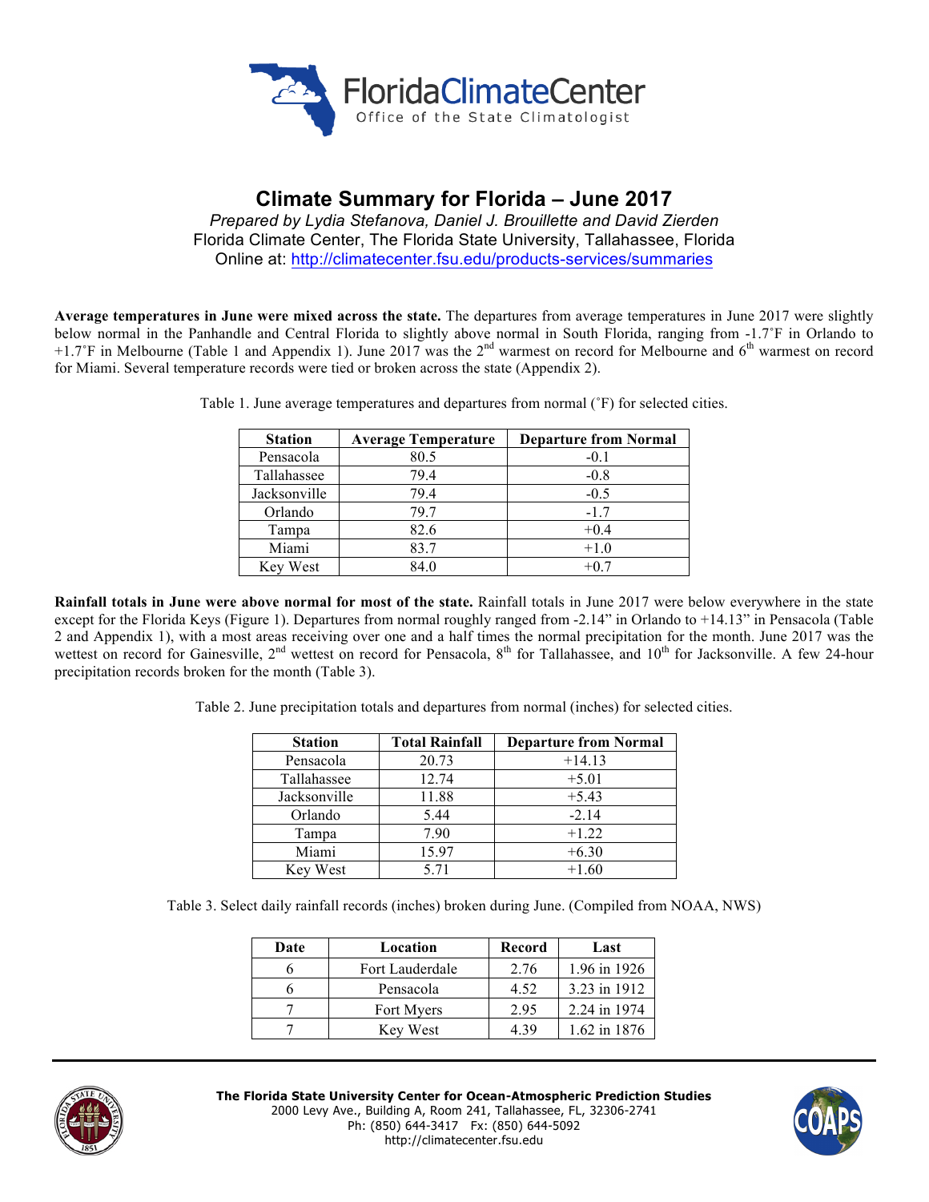# Climate Summary for Florida – June 2017

*Prepared by Lydia Stefanova, Daniel J. Brouillette and David Zierden*
Florida Climate Center, The Florida State University, Tallahassee, Florida
Online at: http://climatecenter.fsu.edu/products-services/summaries

**Average temperatures in June were mixed across the state.** The departures from average temperatures in June 2017 were slightly below normal in the Panhandle and Central Florida to slightly above normal in South Florida, ranging from -1.7˚F in Orlando to +1.7˚F in Melbourne (Table 1 and Appendix 1). June 2017 was the 2nd warmest on record for Melbourne and 6th warmest on record for Miami. Several temperature records were tied or broken across the state (Appendix 2).

Table 1. June average temperatures and departures from normal (˚F) for selected cities.

| Station | Average Temperature | Departure from Normal |
|---|---|---|
| Pensacola | 80.5 | -0.1 |
| Tallahassee | 79.4 | -0.8 |
| Jacksonville | 79.4 | -0.5 |
| Orlando | 79.7 | -1.7 |
| Tampa | 82.6 | +0.4 |
| Miami | 83.7 | +1.0 |
| Key West | 84.0 | +0.7 |

**Rainfall totals in June were above normal for most of the state.** Rainfall totals in June 2017 were below everywhere in the state except for the Florida Keys (Figure 1). Departures from normal roughly ranged from -2.14" in Orlando to +14.13" in Pensacola (Table 2 and Appendix 1), with a most areas receiving over one and a half times the normal precipitation for the month. June 2017 was the wettest on record for Gainesville, 2nd wettest on record for Pensacola, 8th for Tallahassee, and 10th for Jacksonville. A few 24-hour precipitation records broken for the month (Table 3).

Table 2. June precipitation totals and departures from normal (inches) for selected cities.

| Station | Total Rainfall | Departure from Normal |
|---|---|---|
| Pensacola | 20.73 | +14.13 |
| Tallahassee | 12.74 | +5.01 |
| Jacksonville | 11.88 | +5.43 |
| Orlando | 5.44 | -2.14 |
| Tampa | 7.90 | +1.22 |
| Miami | 15.97 | +6.30 |
| Key West | 5.71 | +1.60 |

Table 3. Select daily rainfall records (inches) broken during June. (Compiled from NOAA, NWS)

| Date | Location | Record | Last |
|---|---|---|---|
| 6 | Fort Lauderdale | 2.76 | 1.96 in 1926 |
| 6 | Pensacola | 4.52 | 3.23 in 1912 |
| 7 | Fort Myers | 2.95 | 2.24 in 1974 |
| 7 | Key West | 4.39 | 1.62 in 1876 |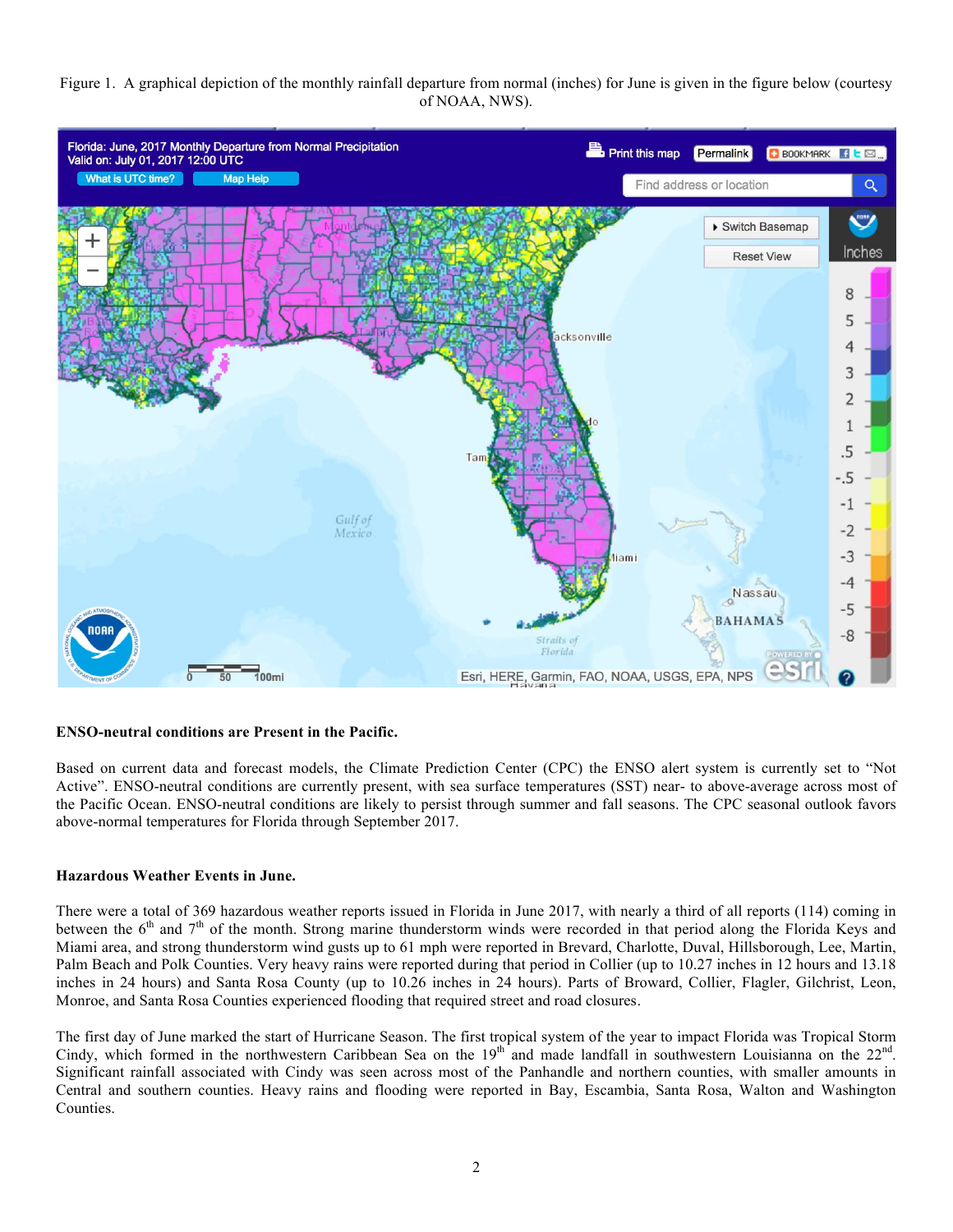Figure 1. A graphical depiction of the monthly rainfall departure from normal (inches) for June is given in the figure below (courtesy of NOAA, NWS).

**ENSO-neutral conditions are Present in the Pacific.**

Based on current data and forecast models, the Climate Prediction Center (CPC) the ENSO alert system is currently set to "Not Active". ENSO-neutral conditions are currently present, with sea surface temperatures (SST) near- to above-average across most of the Pacific Ocean. ENSO-neutral conditions are likely to persist through summer and fall seasons. The CPC seasonal outlook favors above-normal temperatures for Florida through September 2017.

**Hazardous Weather Events in June.**

There were a total of 369 hazardous weather reports issued in Florida in June 2017, with nearly a third of all reports (114) coming in between the 6th and 7th of the month. Strong marine thunderstorm winds were recorded in that period along the Florida Keys and Miami area, and strong thunderstorm wind gusts up to 61 mph were reported in Brevard, Charlotte, Duval, Hillsborough, Lee, Martin, Palm Beach and Polk Counties. Very heavy rains were reported during that period in Collier (up to 10.27 inches in 12 hours and 13.18 inches in 24 hours) and Santa Rosa County (up to 10.26 inches in 24 hours). Parts of Broward, Collier, Flagler, Gilchrist, Leon, Monroe, and Santa Rosa Counties experienced flooding that required street and road closures.

The first day of June marked the start of Hurricane Season. The first tropical system of the year to impact Florida was Tropical Storm Cindy, which formed in the northwestern Caribbean Sea on the 19th and made landfall in southwestern Louisianna on the 22nd. Significant rainfall associated with Cindy was seen across most of the Panhandle and northern counties, with smaller amounts in Central and southern counties. Heavy rains and flooding were reported in Bay, Escambia, Santa Rosa, Walton and Washington Counties.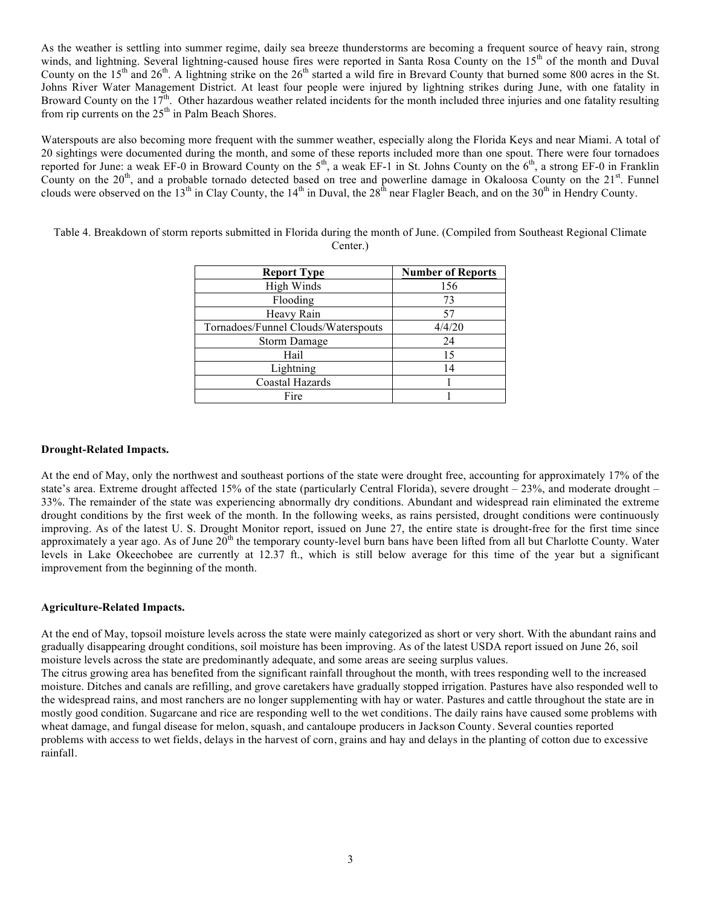As the weather is settling into summer regime, daily sea breeze thunderstorms are becoming a frequent source of heavy rain, strong winds, and lightning. Several lightning-caused house fires were reported in Santa Rosa County on the 15th of the month and Duval County on the 15th and 26th. A lightning strike on the 26th started a wild fire in Brevard County that burned some 800 acres in the St. Johns River Water Management District. At least four people were injured by lightning strikes during June, with one fatality in Broward County on the 17th. Other hazardous weather related incidents for the month included three injuries and one fatality resulting from rip currents on the 25th in Palm Beach Shores.

Waterspouts are also becoming more frequent with the summer weather, especially along the Florida Keys and near Miami. A total of 20 sightings were documented during the month, and some of these reports included more than one spout. There were four tornadoes reported for June: a weak EF-0 in Broward County on the 5th, a weak EF-1 in St. Johns County on the 6th, a strong EF-0 in Franklin County on the 20th, and a probable tornado detected based on tree and powerline damage in Okaloosa County on the 21st. Funnel clouds were observed on the 13th in Clay County, the 14th in Duval, the 28th near Flagler Beach, and on the 30th in Hendry County.

Table 4. Breakdown of storm reports submitted in Florida during the month of June. (Compiled from Southeast Regional Climate Center.)

| Report Type | Number of Reports |
|---|---|
| High Winds | 156 |
| Flooding | 73 |
| Heavy Rain | 57 |
| Tornadoes/Funnel Clouds/Waterspouts | 4/4/20 |
| Storm Damage | 24 |
| Hail | 15 |
| Lightning | 14 |
| Coastal Hazards | 1 |
| Fire | 1 |

**Drought-Related Impacts.**

At the end of May, only the northwest and southeast portions of the state were drought free, accounting for approximately 17% of the state's area. Extreme drought affected 15% of the state (particularly Central Florida), severe drought – 23%, and moderate drought – 33%. The remainder of the state was experiencing abnormally dry conditions. Abundant and widespread rain eliminated the extreme drought conditions by the first week of the month. In the following weeks, as rains persisted, drought conditions were continuously improving. As of the latest U. S. Drought Monitor report, issued on June 27, the entire state is drought-free for the first time since approximately a year ago. As of June 20th the temporary county-level burn bans have been lifted from all but Charlotte County. Water levels in Lake Okeechobee are currently at 12.37 ft., which is still below average for this time of the year but a significant improvement from the beginning of the month.

**Agriculture-Related Impacts.**

At the end of May, topsoil moisture levels across the state were mainly categorized as short or very short. With the abundant rains and gradually disappearing drought conditions, soil moisture has been improving. As of the latest USDA report issued on June 26, soil moisture levels across the state are predominantly adequate, and some areas are seeing surplus values.

The citrus growing area has benefited from the significant rainfall throughout the month, with trees responding well to the increased moisture. Ditches and canals are refilling, and grove caretakers have gradually stopped irrigation. Pastures have also responded well to the widespread rains, and most ranchers are no longer supplementing with hay or water. Pastures and cattle throughout the state are in mostly good condition. Sugarcane and rice are responding well to the wet conditions. The daily rains have caused some problems with wheat damage, and fungal disease for melon, squash, and cantaloupe producers in Jackson County. Several counties reported problems with access to wet fields, delays in the harvest of corn, grains and hay and delays in the planting of cotton due to excessive rainfall.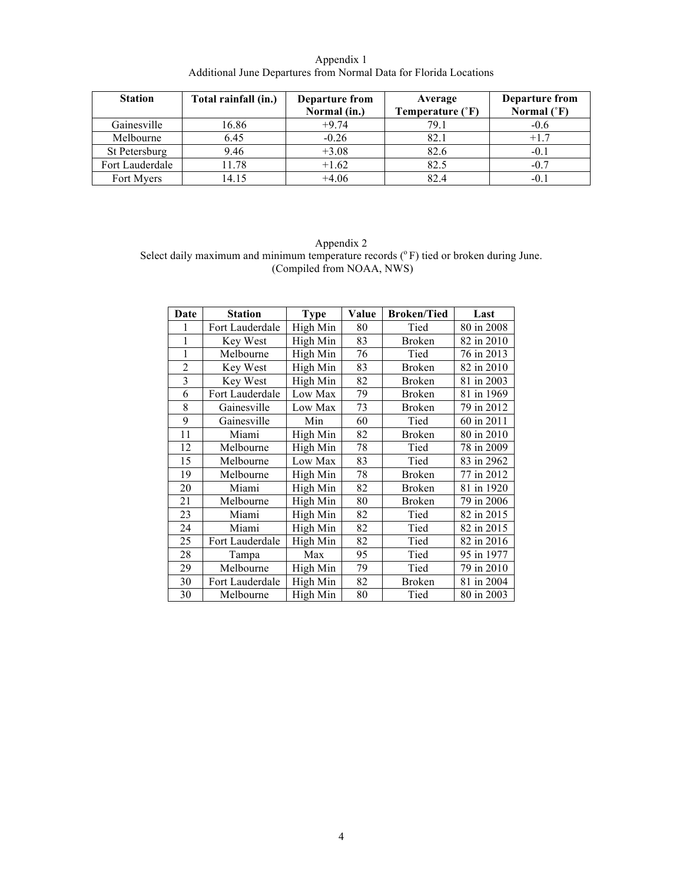Appendix 1
Additional June Departures from Normal Data for Florida Locations

| Station | Total rainfall (in.) | Departure from Normal (in.) | Average Temperature (˚F) | Departure from Normal (˚F) |
|---|---|---|---|---|
| Gainesville | 16.86 | +9.74 | 79.1 | -0.6 |
| Melbourne | 6.45 | -0.26 | 82.1 | +1.7 |
| St Petersburg | 9.46 | +3.08 | 82.6 | -0.1 |
| Fort Lauderdale | 11.78 | +1.62 | 82.5 | -0.7 |
| Fort Myers | 14.15 | +4.06 | 82.4 | -0.1 |

Appendix 2
Select daily maximum and minimum temperature records (°F) tied or broken during June.
(Compiled from NOAA, NWS)

| Date | Station | Type | Value | Broken/Tied | Last |
|---|---|---|---|---|---|
| 1 | Fort Lauderdale | High Min | 80 | Tied | 80 in 2008 |
| 1 | Key West | High Min | 83 | Broken | 82 in 2010 |
| 1 | Melbourne | High Min | 76 | Tied | 76 in 2013 |
| 2 | Key West | High Min | 83 | Broken | 82 in 2010 |
| 3 | Key West | High Min | 82 | Broken | 81 in 2003 |
| 6 | Fort Lauderdale | Low Max | 79 | Broken | 81 in 1969 |
| 8 | Gainesville | Low Max | 73 | Broken | 79 in 2012 |
| 9 | Gainesville | Min | 60 | Tied | 60 in 2011 |
| 11 | Miami | High Min | 82 | Broken | 80 in 2010 |
| 12 | Melbourne | High Min | 78 | Tied | 78 in 2009 |
| 15 | Melbourne | Low Max | 83 | Tied | 83 in 2962 |
| 19 | Melbourne | High Min | 78 | Broken | 77 in 2012 |
| 20 | Miami | High Min | 82 | Broken | 81 in 1920 |
| 21 | Melbourne | High Min | 80 | Broken | 79 in 2006 |
| 23 | Miami | High Min | 82 | Tied | 82 in 2015 |
| 24 | Miami | High Min | 82 | Tied | 82 in 2015 |
| 25 | Fort Lauderdale | High Min | 82 | Tied | 82 in 2016 |
| 28 | Tampa | Max | 95 | Tied | 95 in 1977 |
| 29 | Melbourne | High Min | 79 | Tied | 79 in 2010 |
| 30 | Fort Lauderdale | High Min | 82 | Broken | 81 in 2004 |
| 30 | Melbourne | High Min | 80 | Tied | 80 in 2003 |